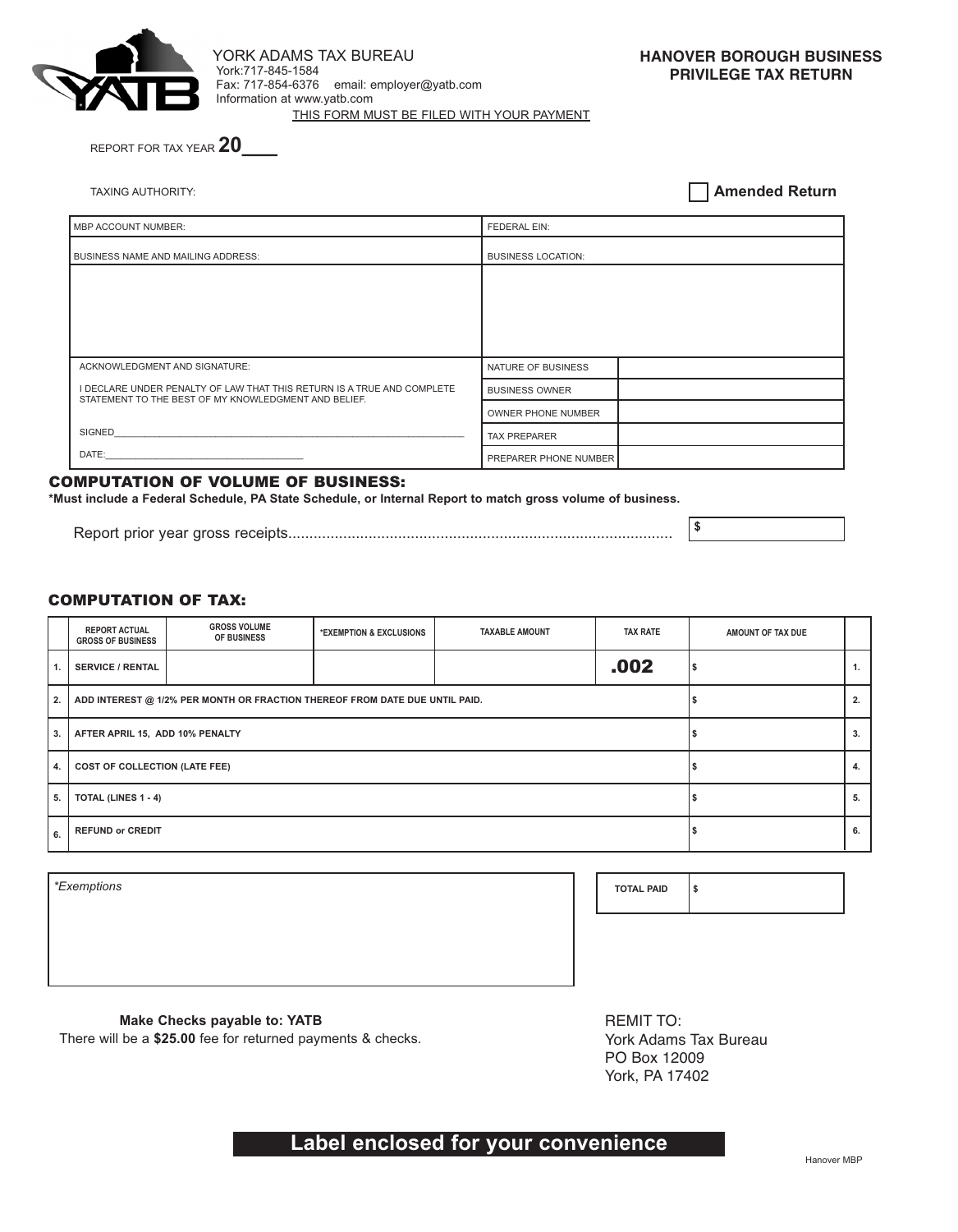YORK ADAMS TAX BUREAU
York:717-845-1584
Fax: 717-854-6376 email: employer@yatb.com
Information at www.yatb.com
THIS FORM MUST BE FILED WITH YOUR PAYMENT

# HANOVER BOROUGH BUSINESS PRIVILEGE TAX RETURN

REPORT FOR TAX YEAR **20___**

TAXING AUTHORITY:

☐ **Amended Return**

| MBP ACCOUNT NUMBER: | FEDERAL EIN: | |
|---|---|---|
| BUSINESS NAME AND MAILING ADDRESS: | BUSINESS LOCATION: | |
| ACKNOWLEDGMENT AND SIGNATURE: | NATURE OF BUSINESS | |
| I DECLARE UNDER PENALTY OF LAW THAT THIS RETURN IS A TRUE AND COMPLETE STATEMENT TO THE BEST OF MY KNOWLEDGMENT AND BELIEF. | BUSINESS OWNER | |
| | OWNER PHONE NUMBER | |
| SIGNED_______________________________________________ | TAX PREPARER | |
| DATE:_______________________________ | PREPARER PHONE NUMBER | |

## COMPUTATION OF VOLUME OF BUSINESS:

**\*Must include a Federal Schedule, PA State Schedule, or Internal Report to match gross volume of business.**

Report prior year gross receipts.......................................................................................... $

## COMPUTATION OF TAX:

| | REPORT ACTUAL GROSS OF BUSINESS | GROSS VOLUME OF BUSINESS | *EXEMPTION & EXCLUSIONS | TAXABLE AMOUNT | TAX RATE | AMOUNT OF TAX DUE | |
|---|---|---|---|---|---|---|---|
| 1. | SERVICE / RENTAL | | | | .002 | $ | 1. |
| 2. | ADD INTEREST @ 1/2% PER MONTH OR FRACTION THEREOF FROM DATE DUE UNTIL PAID. | | | | | $ | 2. |
| 3. | AFTER APRIL 15, ADD 10% PENALTY | | | | | $ | 3. |
| 4. | COST OF COLLECTION (LATE FEE) | | | | | $ | 4. |
| 5. | TOTAL (LINES 1 - 4) | | | | | $ | 5. |
| 6. | REFUND or CREDIT | | | | | $ | 6. |

*\*Exemptions*

| TOTAL PAID | $ |
|---|---|

**Make Checks payable to: YATB**
There will be a **$25.00** fee for returned payments & checks.

REMIT TO:
York Adams Tax Bureau
PO Box 12009
York, PA 17402

**Label enclosed for your convenience**

Hanover MBP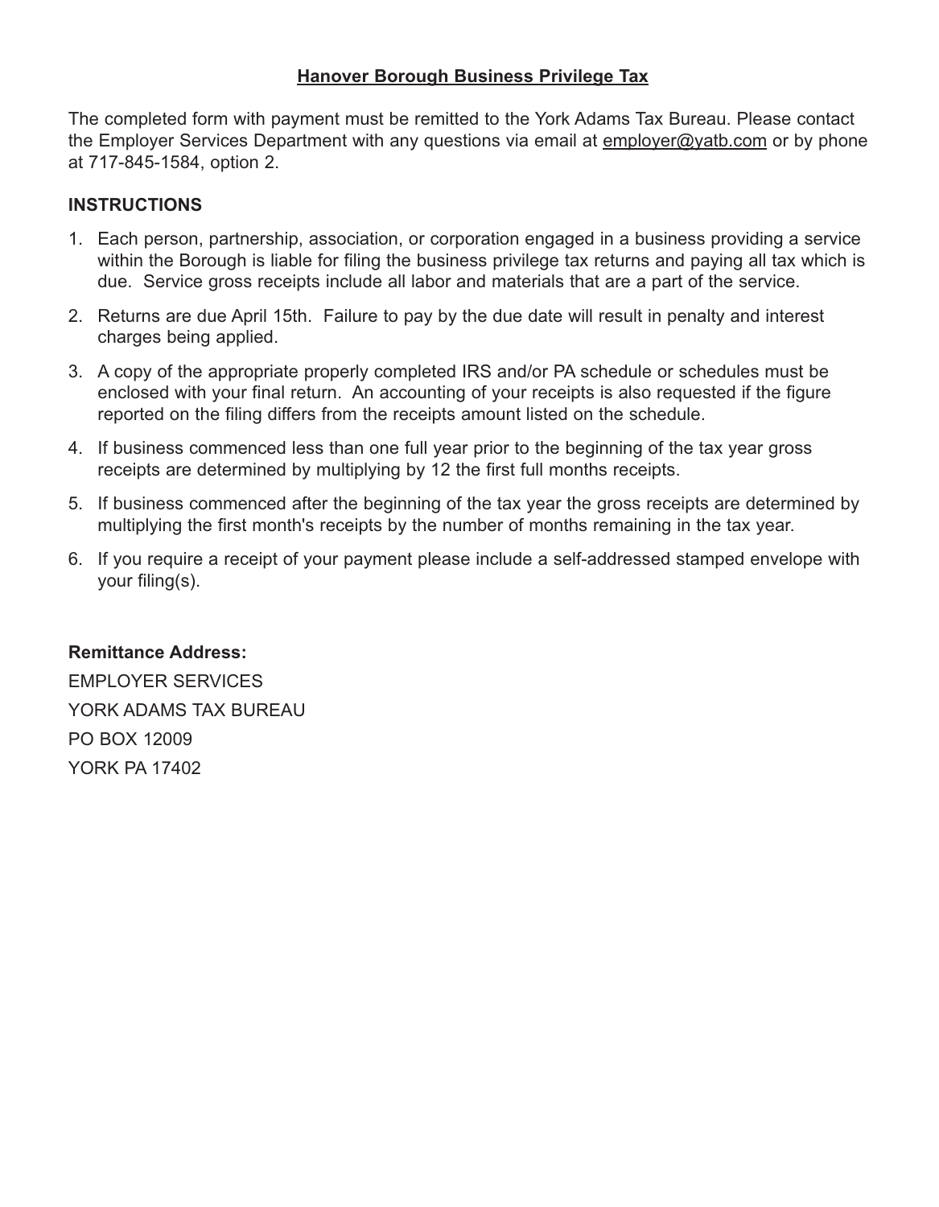# Hanover Borough Business Privilege Tax

The completed form with payment must be remitted to the York Adams Tax Bureau. Please contact the Employer Services Department with any questions via email at employer@yatb.com or by phone at 717-845-1584, option 2.

**INSTRUCTIONS**

1. Each person, partnership, association, or corporation engaged in a business providing a service within the Borough is liable for filing the business privilege tax returns and paying all tax which is due. Service gross receipts include all labor and materials that are a part of the service.
2. Returns are due April 15th. Failure to pay by the due date will result in penalty and interest charges being applied.
3. A copy of the appropriate properly completed IRS and/or PA schedule or schedules must be enclosed with your final return. An accounting of your receipts is also requested if the figure reported on the filing differs from the receipts amount listed on the schedule.
4. If business commenced less than one full year prior to the beginning of the tax year gross receipts are determined by multiplying by 12 the first full months receipts.
5. If business commenced after the beginning of the tax year the gross receipts are determined by multiplying the first month's receipts by the number of months remaining in the tax year.
6. If you require a receipt of your payment please include a self-addressed stamped envelope with your filing(s).

**Remittance Address:**

EMPLOYER SERVICES  
YORK ADAMS TAX BUREAU  
PO BOX 12009  
YORK PA 17402